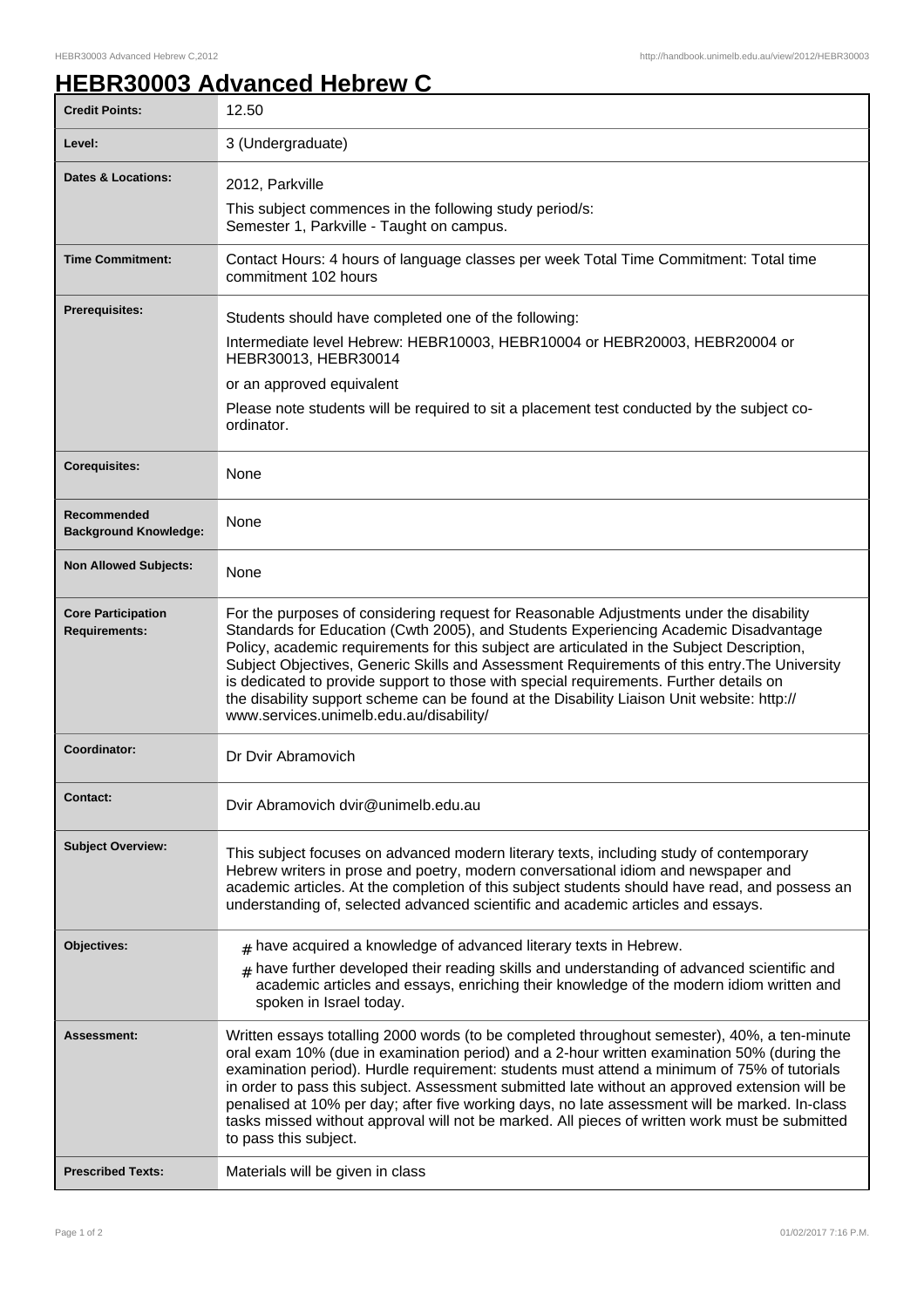# HEBR30003 Advanced Hebrew C

| | |
|---|---|
| **Credit Points:** | 12.50 |
| **Level:** | 3 (Undergraduate) |
| **Dates & Locations:** | 2012, Parkville<br>This subject commences in the following study period/s:<br>Semester 1, Parkville - Taught on campus. |
| **Time Commitment:** | Contact Hours: 4 hours of language classes per week Total Time Commitment: Total time commitment 102 hours |
| **Prerequisites:** | Students should have completed one of the following:<br>Intermediate level Hebrew: HEBR10003, HEBR10004 or HEBR20003, HEBR20004 or HEBR30013, HEBR30014<br>or an approved equivalent<br>Please note students will be required to sit a placement test conducted by the subject co-ordinator. |
| **Corequisites:** | None |
| **Recommended Background Knowledge:** | None |
| **Non Allowed Subjects:** | None |
| **Core Participation Requirements:** | For the purposes of considering request for Reasonable Adjustments under the disability Standards for Education (Cwth 2005), and Students Experiencing Academic Disadvantage Policy, academic requirements for this subject are articulated in the Subject Description, Subject Objectives, Generic Skills and Assessment Requirements of this entry.The University is dedicated to provide support to those with special requirements. Further details on the disability support scheme can be found at the Disability Liaison Unit website: http://www.services.unimelb.edu.au/disability/ |
| **Coordinator:** | Dr Dvir Abramovich |
| **Contact:** | Dvir Abramovich dvir@unimelb.edu.au |
| **Subject Overview:** | This subject focuses on advanced modern literary texts, including study of contemporary Hebrew writers in prose and poetry, modern conversational idiom and newspaper and academic articles. At the completion of this subject students should have read, and possess an understanding of, selected advanced scientific and academic articles and essays. |
| **Objectives:** | # have acquired a knowledge of advanced literary texts in Hebrew.<br># have further developed their reading skills and understanding of advanced scientific and academic articles and essays, enriching their knowledge of the modern idiom written and spoken in Israel today. |
| **Assessment:** | Written essays totalling 2000 words (to be completed throughout semester), 40%, a ten-minute oral exam 10% (due in examination period) and a 2-hour written examination 50% (during the examination period). Hurdle requirement: students must attend a minimum of 75% of tutorials in order to pass this subject. Assessment submitted late without an approved extension will be penalised at 10% per day; after five working days, no late assessment will be marked. In-class tasks missed without approval will not be marked. All pieces of written work must be submitted to pass this subject. |
| **Prescribed Texts:** | Materials will be given in class |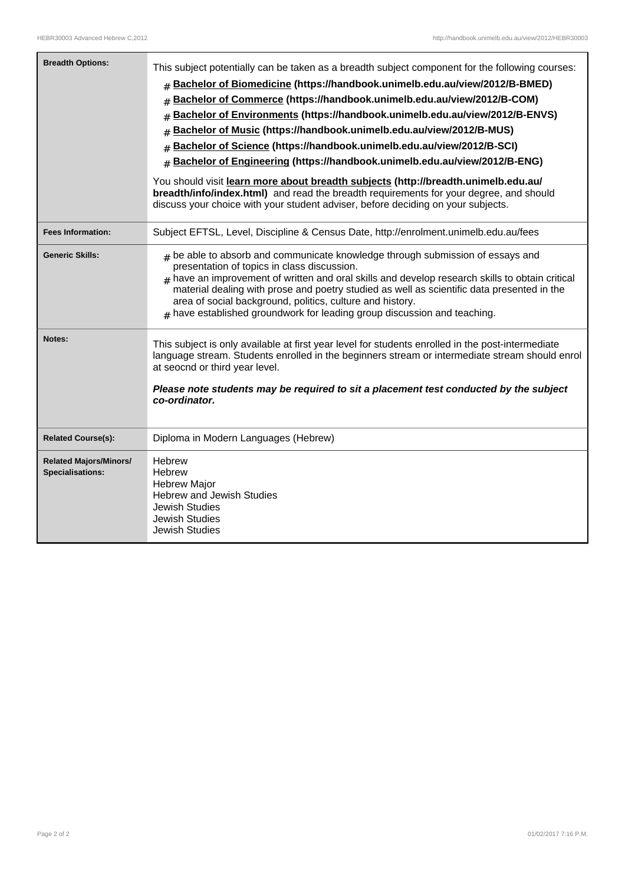| | |
|---|---|
| **Breadth Options:** | This subject potentially can be taken as a breadth subject component for the following courses:<br># **Bachelor of Biomedicine (https://handbook.unimelb.edu.au/view/2012/B-BMED)**<br># **Bachelor of Commerce (https://handbook.unimelb.edu.au/view/2012/B-COM)**<br># **Bachelor of Environments (https://handbook.unimelb.edu.au/view/2012/B-ENVS)**<br># **Bachelor of Music (https://handbook.unimelb.edu.au/view/2012/B-MUS)**<br># **Bachelor of Science (https://handbook.unimelb.edu.au/view/2012/B-SCI)**<br># **Bachelor of Engineering (https://handbook.unimelb.edu.au/view/2012/B-ENG)**<br><br>You should visit **learn more about breadth subjects (http://breadth.unimelb.edu.au/breadth/info/index.html)** and read the breadth requirements for your degree, and should discuss your choice with your student adviser, before deciding on your subjects. |
| **Fees Information:** | Subject EFTSL, Level, Discipline & Census Date, http://enrolment.unimelb.edu.au/fees |
| **Generic Skills:** | # be able to absorb and communicate knowledge through submission of essays and presentation of topics in class discussion.<br># have an improvement of written and oral skills and develop research skills to obtain critical material dealing with prose and poetry studied as well as scientific data presented in the area of social background, politics, culture and history.<br># have established groundwork for leading group discussion and teaching. |
| **Notes:** | This subject is only available at first year level for students enrolled in the post-intermediate language stream. Students enrolled in the beginners stream or intermediate stream should enrol at seocnd or third year level.<br><br>***Please note students may be required to sit a placement test conducted by the subject co-ordinator.*** |
| **Related Course(s):** | Diploma in Modern Languages (Hebrew) |
| **Related Majors/Minors/ Specialisations:** | Hebrew<br>Hebrew<br>Hebrew Major<br>Hebrew and Jewish Studies<br>Jewish Studies<br>Jewish Studies<br>Jewish Studies |